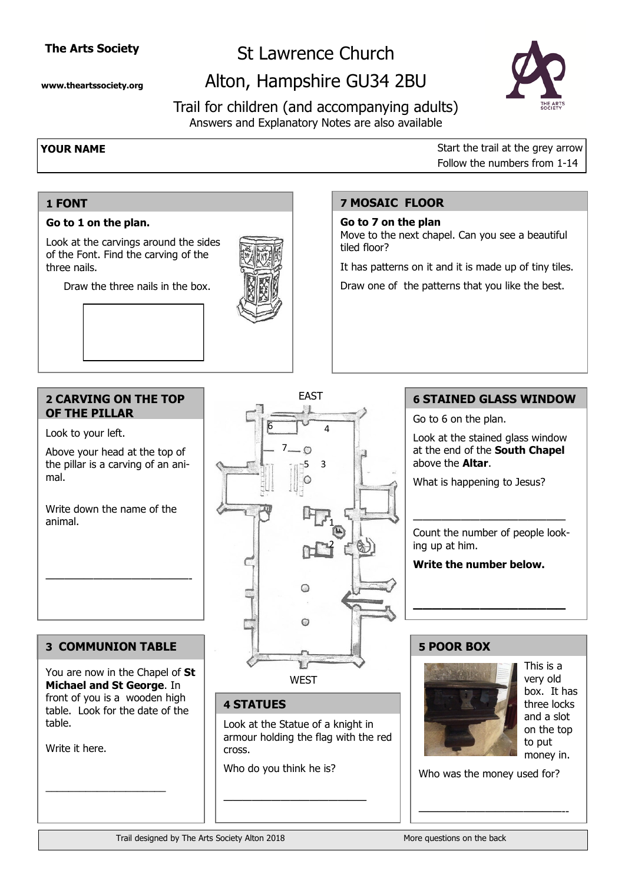**The Arts Society**

**www.theartssociety.org**

# St Lawrence Church

# Alton, Hampshire GU34 2BU

## Trail for children (and accompanying adults)

Answers and Explanatory Notes are also available

**YOUR NAME**

Start the trail at the grey arrow
Follow the numbers from 1-14

### 1 FONT

**Go to 1 on the plan.**

Look at the carvings around the sides of the Font. Find the carving of the three nails.

Draw the three nails in the box.

### 2 CARVING ON THE TOP OF THE PILLAR

Look to your left.

Above your head at the top of the pillar is a carving of an animal.

Write down the name of the animal.

___________________________

### 3 COMMUNION TABLE

You are now in the Chapel of **St Michael and St George**. In front of you is a wooden high table. Look for the date of the table.

Write it here.

_______________________

### 4 STATUES

Look at the Statue of a knight in armour holding the flag with the red cross.

Who do you think he is?

___________________________

### 5 POOR BOX

This is a very old box. It has three locks and a slot on the top to put money in.

Who was the money used for?

______________________________

### 6 STAINED GLASS WINDOW

Go to 6 on the plan.

Look at the stained glass window at the end of the **South Chapel** above the **Altar**.

What is happening to Jesus?

___________________________

Count the number of people looking up at him.

**Write the number below.**

___________________________

### 7 MOSAIC FLOOR

**Go to 7 on the plan**

Move to the next chapel. Can you see a beautiful tiled floor?

It has patterns on it and it is made up of tiny tiles.

Draw one of the patterns that you like the best.

EAST

WEST

Trail designed by The Arts Society Alton 2018

More questions on the back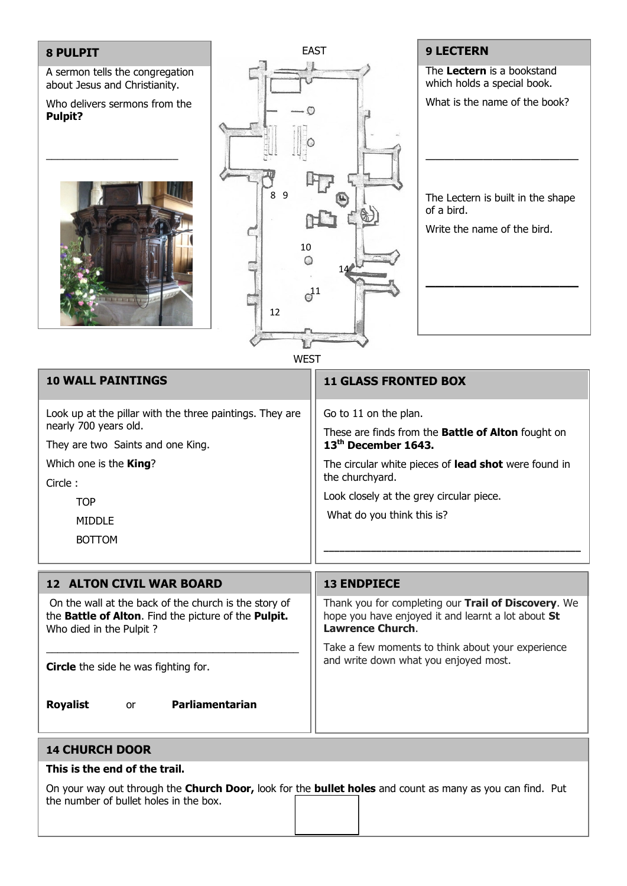## 8 PULPIT

A sermon tells the congregation about Jesus and Christianity.

Who delivers sermons from the **Pulpit?**

______________________

EAST

8 9

10

14

11

12

WEST

## 9 LECTERN

The **Lectern** is a bookstand which holds a special book.

What is the name of the book?

______________________

The Lectern is built in the shape of a bird.

Write the name of the bird.

______________________

## 10 WALL PAINTINGS

Look up at the pillar with the three paintings. They are nearly 700 years old.

They are two Saints and one King.

Which one is the **King**?

Circle :

- TOP
- MIDDLE
- BOTTOM

## 11 GLASS FRONTED BOX

Go to 11 on the plan.

These are finds from the **Battle of Alton** fought on **13th December 1643.**

The circular white pieces of **lead shot** were found in the churchyard.

Look closely at the grey circular piece.

What do you think this is?

______________________________________

## 12 ALTON CIVIL WAR BOARD

On the wall at the back of the church is the story of the **Battle of Alton**. Find the picture of the **Pulpit.** Who died in the Pulpit ?

______________________________________

**Circle** the side he was fighting for.

**Royalist** or **Parliamentarian**

## 13 ENDPIECE

Thank you for completing our **Trail of Discovery**. We hope you have enjoyed it and learnt a lot about **St Lawrence Church**.

Take a few moments to think about your experience and write down what you enjoyed most.

## 14 CHURCH DOOR

**This is the end of the trail.**

On your way out through the **Church Door,** look for the **bullet holes** and count as many as you can find. Put the number of bullet holes in the box.